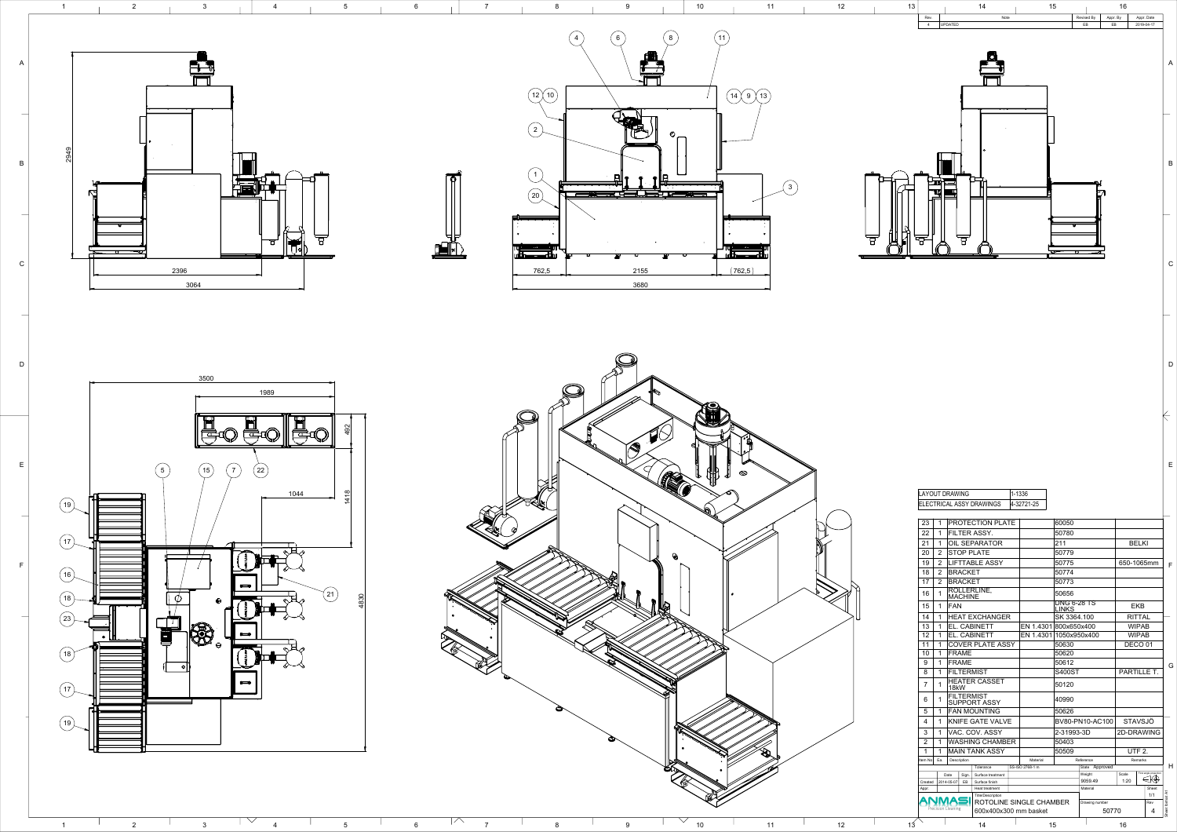| Rev. | Note | Revised By | Appr. By | Appr. Date |
|---|---|---|---|---|
| 4 | UPDATED | EB | EB | 2019-04-17 |

| LAYOUT DRAWING | 1-1336 |
|---|---|
| ELECTRICAL ASSY DRAWINGS | 4-32721-25 |

| Item No | Ea. | Description | Material | Reference | Remarks |
|---|---|---|---|---|---|
| 23 | 1 | PROTECTION PLATE | | 60050 | |
| 22 | 1 | FILTER ASSY. | | 50780 | |
| 21 | 1 | OIL SEPARATOR | | 211 | BELKI |
| 20 | 2 | STOP PLATE | | 50779 | |
| 19 | 2 | LIFTTABLE ASSY | | 50775 | 650-1065mm |
| 18 | 2 | BRACKET | | 50774 | |
| 17 | 2 | BRACKET | | 50773 | |
| 16 | 1 | ROLLERLINE, MACHINE | | 50656 | |
| 15 | 1 | FAN | | DNG 6-28 TS LINKS | EKB |
| 14 | 1 | HEAT EXCHANGER | | SK 3364.100 | RITTAL |
| 13 | 1 | EL. CABINETT | EN 1.4301 | 800x650x400 | WIPAB |
| 12 | 1 | EL. CABINETT | EN 1.4301 | 1050x950x400 | WIPAB |
| 11 | 1 | COVER PLATE ASSY | | 50630 | DECO 01 |
| 10 | 1 | FRAME | | 50620 | |
| 9 | 1 | FRAME | | 50612 | |
| 8 | 1 | FILTERMIST | | S400ST | PARTILLE T. |
| 7 | 1 | HEATER CASSET 18kW | | 50120 | |
| 6 | 1 | FILTERMIST SUPPORT ASSY | | 40990 | |
| 5 | 1 | FAN MOUNTING | | 50626 | |
| 4 | 1 | KNIFE GATE VALVE | | BV80-PN10-AC100 | STAVSJÖ |
| 3 | 1 | VAC. COV. ASSY | | 2-31993-3D | 2D-DRAWING |
| 2 | 1 | WASHING CHAMBER | | 50403 | |
| 1 | 1 | MAIN TANK ASSY | | 50509 | UTF 2. |

| | Date | Sign. | | | | |
|---|---|---|---|---|---|---|
| | | | Tolerance | SS-ISO 2768-1 m | State: Approved | |
| Created | 2014-05-07 | EB | Surface treatment | | Weight: 9059.49 | Scale: 1:20 |
| Appr. | | | Surface finish | | Material | Sheet: 1/1 |
| | | | Heat treatment | | | |

ANMASI Precision Cleaning

Title/Description: ROTOLINE SINGLE CHAMBER 600x400x300 mm basket

Drawing number: 50770 — Rev: 4

Dimensions: 2949, 2396, 3064, 762,5, 2155, (762,5), 3680, 3500, 1989, 492, 1044, 1418, 4830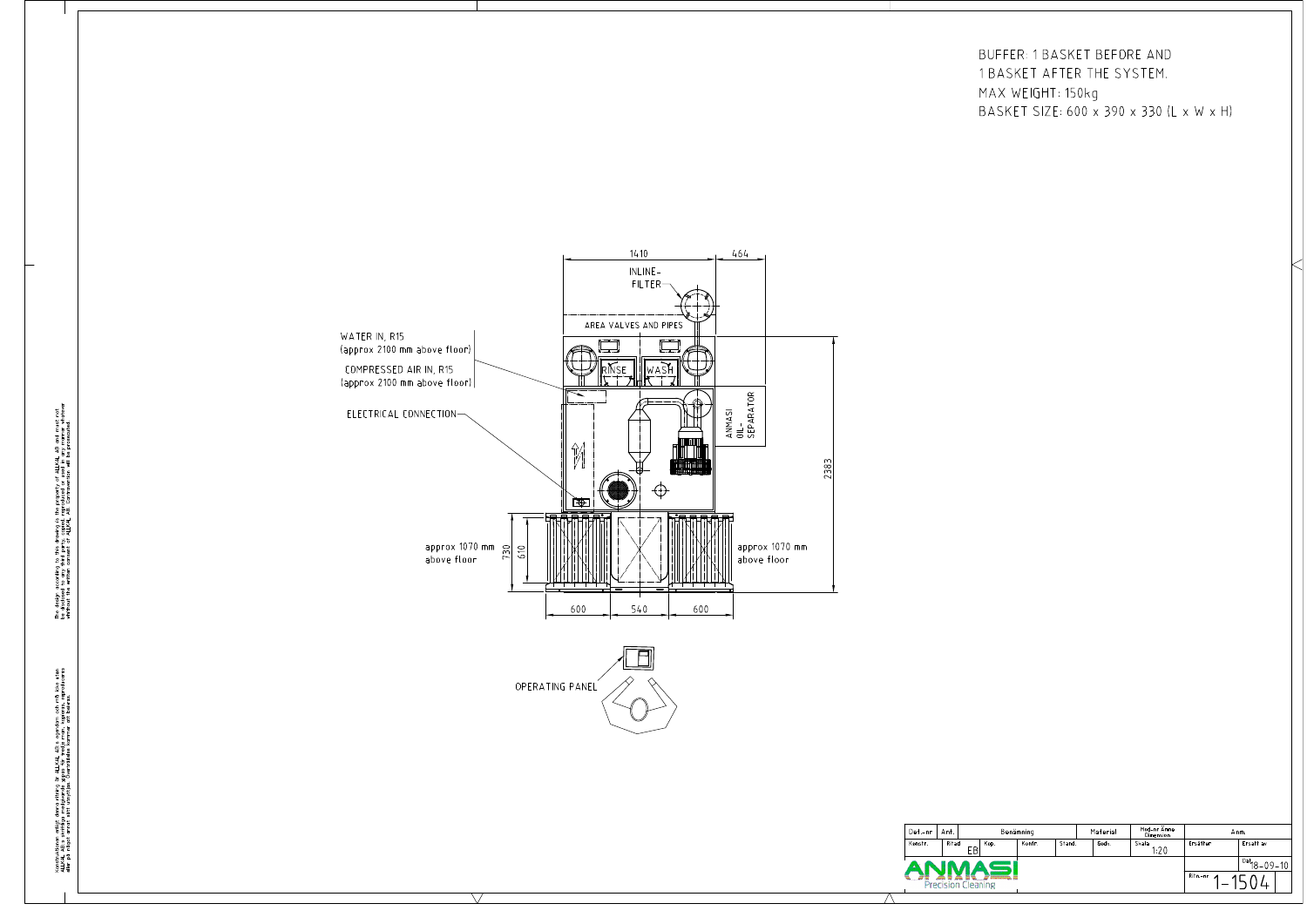BUFFER: 1 BASKET BEFORE AND
1 BASKET AFTER THE SYSTEM.
MAX WEIGHT: 150kg
BASKET SIZE: 600 x 390 x 330 (L x W x H)

1410
464
INLINE-
FILTER
AREA VALVES AND PIPES
WATER IN, R15
(approx 2100 mm above floor)
COMPRESSED AIR IN, R15
(approx 2100 mm above floor)
RINSE
WASH
ELECTRICAL CONNECTION
ANMASI
OIL-
SEPARATOR
2383
approx 1070 mm
above floor
730
610
approx 1070 mm
above floor
600
540
600
OPERATING PANEL

The design according to this drawing is the property of ALLKAL AB and must not be disclosed to any third party, copied, reproduced or used in any manner whatever without the written consent of ALLKAL AB. Contravention will be prosecuted.

Konstruktionen enligt denna ritning är ALLKAL AB:s egendom och må icke utan ALLKAL AB:s skriftliga medgivande delges tredje man, kopieras, reproduceras eller på något annat sätt utnyttjas. Överträdelse kommer att beivras.

| Det.-nr | Ant. | Benämning | | | Material | Mod.-nr Ämne Ölegmodell | Anm. | |
| --- | --- | --- | --- | --- | --- | --- | --- | --- |
| Konstr. | Ritad EB | Kop. | Kontr. | Stand. | Godk. | Skala 1:20 | Ersätter | Ersatt av |
| | | | | | | | | Dat 18-09-10 |
| | | | | | | | Rit-nr | 1-1504 |

ANMASI
Precision Cleaning